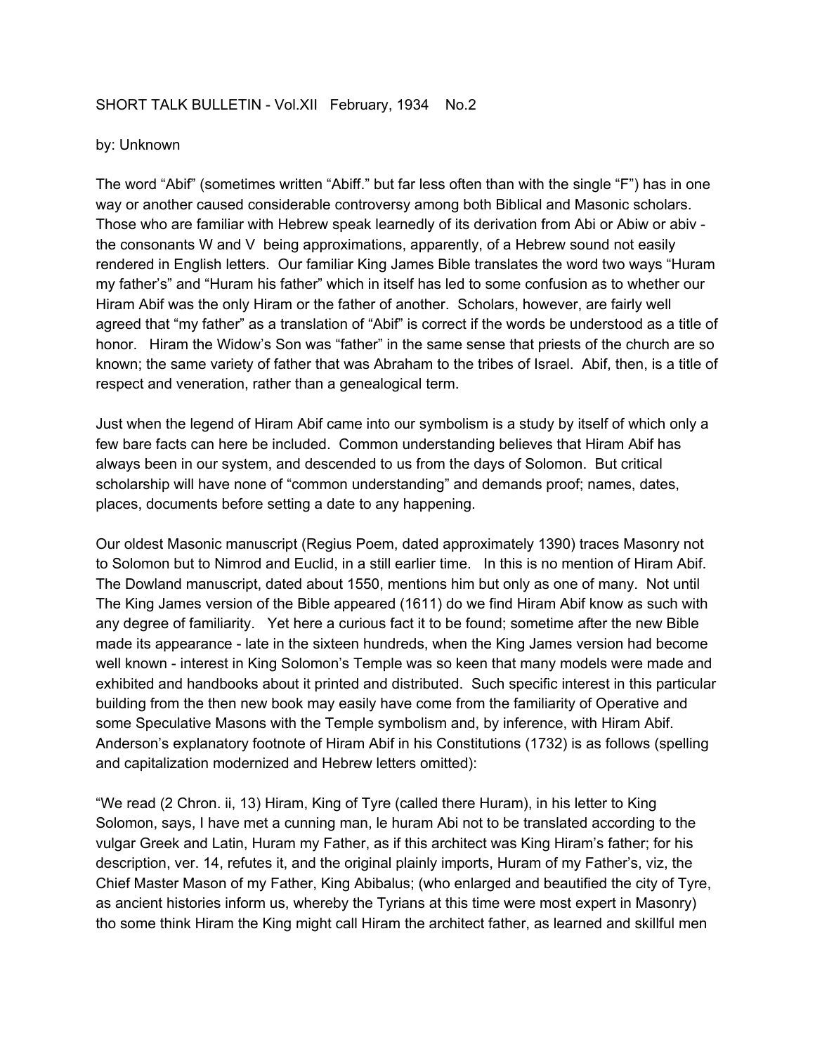SHORT TALK BULLETIN - Vol.XII   February, 1934   No.2

by: Unknown

The word "Abif" (sometimes written "Abiff." but far less often than with the single "F") has in one way or another caused considerable controversy among both Biblical and Masonic scholars. Those who are familiar with Hebrew speak learnedly of its derivation from Abi or Abiw or abiv - the consonants W and V being approximations, apparently, of a Hebrew sound not easily rendered in English letters. Our familiar King James Bible translates the word two ways "Huram my father's" and "Huram his father" which in itself has led to some confusion as to whether our Hiram Abif was the only Hiram or the father of another. Scholars, however, are fairly well agreed that "my father" as a translation of "Abif" is correct if the words be understood as a title of honor. Hiram the Widow's Son was "father" in the same sense that priests of the church are so known; the same variety of father that was Abraham to the tribes of Israel. Abif, then, is a title of respect and veneration, rather than a genealogical term.

Just when the legend of Hiram Abif came into our symbolism is a study by itself of which only a few bare facts can here be included. Common understanding believes that Hiram Abif has always been in our system, and descended to us from the days of Solomon. But critical scholarship will have none of "common understanding" and demands proof; names, dates, places, documents before setting a date to any happening.

Our oldest Masonic manuscript (Regius Poem, dated approximately 1390) traces Masonry not to Solomon but to Nimrod and Euclid, in a still earlier time. In this is no mention of Hiram Abif. The Dowland manuscript, dated about 1550, mentions him but only as one of many. Not until The King James version of the Bible appeared (1611) do we find Hiram Abif know as such with any degree of familiarity. Yet here a curious fact it to be found; sometime after the new Bible made its appearance - late in the sixteen hundreds, when the King James version had become well known - interest in King Solomon's Temple was so keen that many models were made and exhibited and handbooks about it printed and distributed. Such specific interest in this particular building from the then new book may easily have come from the familiarity of Operative and some Speculative Masons with the Temple symbolism and, by inference, with Hiram Abif. Anderson's explanatory footnote of Hiram Abif in his Constitutions (1732) is as follows (spelling and capitalization modernized and Hebrew letters omitted):

"We read (2 Chron. ii, 13) Hiram, King of Tyre (called there Huram), in his letter to King Solomon, says, I have met a cunning man, le huram Abi not to be translated according to the vulgar Greek and Latin, Huram my Father, as if this architect was King Hiram's father; for his description, ver. 14, refutes it, and the original plainly imports, Huram of my Father's, viz, the Chief Master Mason of my Father, King Abibalus; (who enlarged and beautified the city of Tyre, as ancient histories inform us, whereby the Tyrians at this time were most expert in Masonry) tho some think Hiram the King might call Hiram the architect father, as learned and skillful men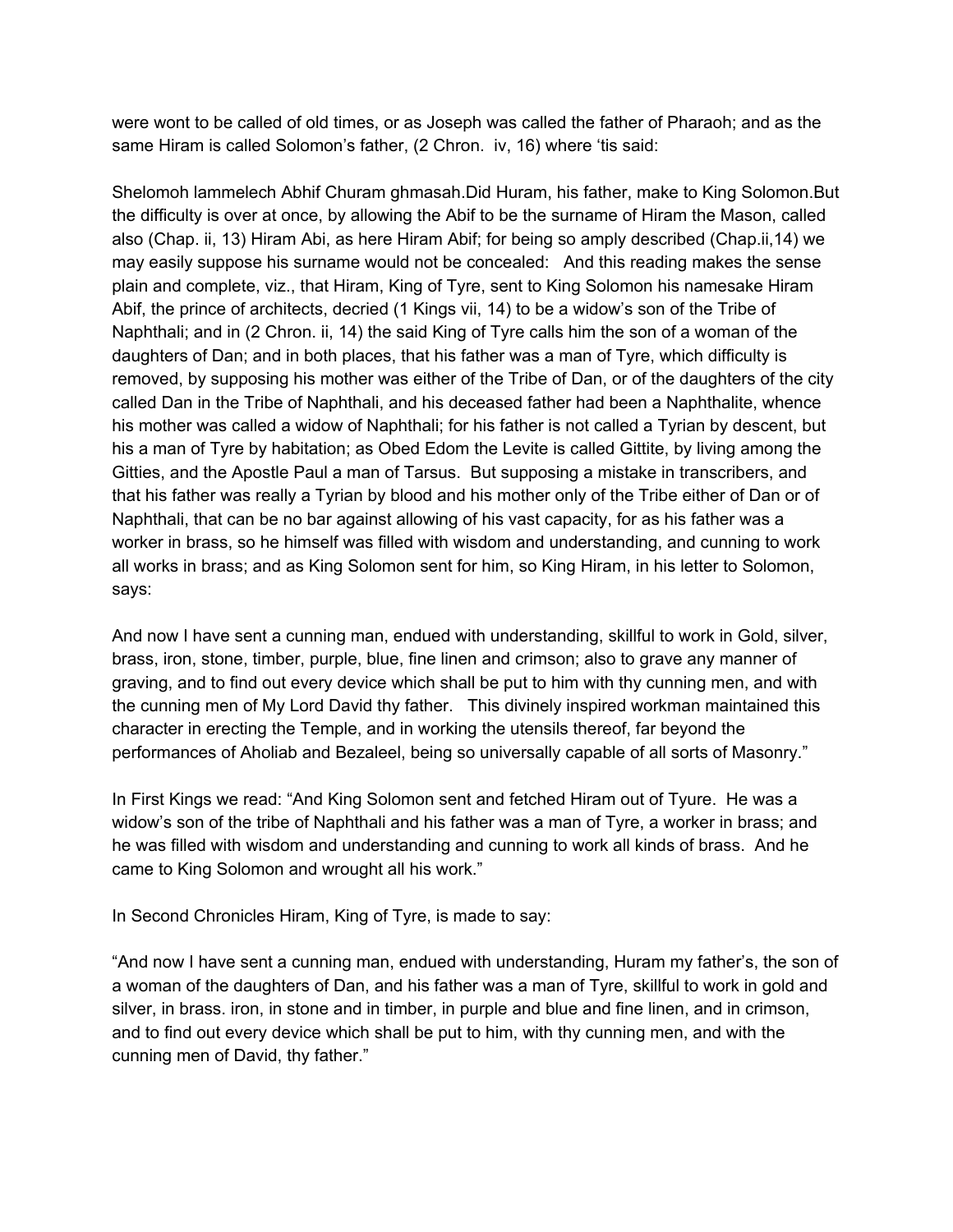were wont to be called of old times, or as Joseph was called the father of Pharaoh; and as the same Hiram is called Solomon's father, (2 Chron. iv, 16) where 'tis said:

Shelomoh lammelech Abhif Churam ghmasah.Did Huram, his father, make to King Solomon.But the difficulty is over at once, by allowing the Abif to be the surname of Hiram the Mason, called also (Chap. ii, 13) Hiram Abi, as here Hiram Abif; for being so amply described (Chap.ii,14) we may easily suppose his surname would not be concealed: And this reading makes the sense plain and complete, viz., that Hiram, King of Tyre, sent to King Solomon his namesake Hiram Abif, the prince of architects, decried (1 Kings vii, 14) to be a widow's son of the Tribe of Naphthali; and in (2 Chron. ii, 14) the said King of Tyre calls him the son of a woman of the daughters of Dan; and in both places, that his father was a man of Tyre, which difficulty is removed, by supposing his mother was either of the Tribe of Dan, or of the daughters of the city called Dan in the Tribe of Naphthali, and his deceased father had been a Naphthalite, whence his mother was called a widow of Naphthali; for his father is not called a Tyrian by descent, but his a man of Tyre by habitation; as Obed Edom the Levite is called Gittite, by living among the Gitties, and the Apostle Paul a man of Tarsus. But supposing a mistake in transcribers, and that his father was really a Tyrian by blood and his mother only of the Tribe either of Dan or of Naphthali, that can be no bar against allowing of his vast capacity, for as his father was a worker in brass, so he himself was filled with wisdom and understanding, and cunning to work all works in brass; and as King Solomon sent for him, so King Hiram, in his letter to Solomon, says:

And now I have sent a cunning man, endued with understanding, skillful to work in Gold, silver, brass, iron, stone, timber, purple, blue, fine linen and crimson; also to grave any manner of graving, and to find out every device which shall be put to him with thy cunning men, and with the cunning men of My Lord David thy father. This divinely inspired workman maintained this character in erecting the Temple, and in working the utensils thereof, far beyond the performances of Aholiab and Bezaleel, being so universally capable of all sorts of Masonry."

In First Kings we read: "And King Solomon sent and fetched Hiram out of Tyure. He was a widow's son of the tribe of Naphthali and his father was a man of Tyre, a worker in brass; and he was filled with wisdom and understanding and cunning to work all kinds of brass. And he came to King Solomon and wrought all his work."

In Second Chronicles Hiram, King of Tyre, is made to say:

"And now I have sent a cunning man, endued with understanding, Huram my father's, the son of a woman of the daughters of Dan, and his father was a man of Tyre, skillful to work in gold and silver, in brass. iron, in stone and in timber, in purple and blue and fine linen, and in crimson, and to find out every device which shall be put to him, with thy cunning men, and with the cunning men of David, thy father."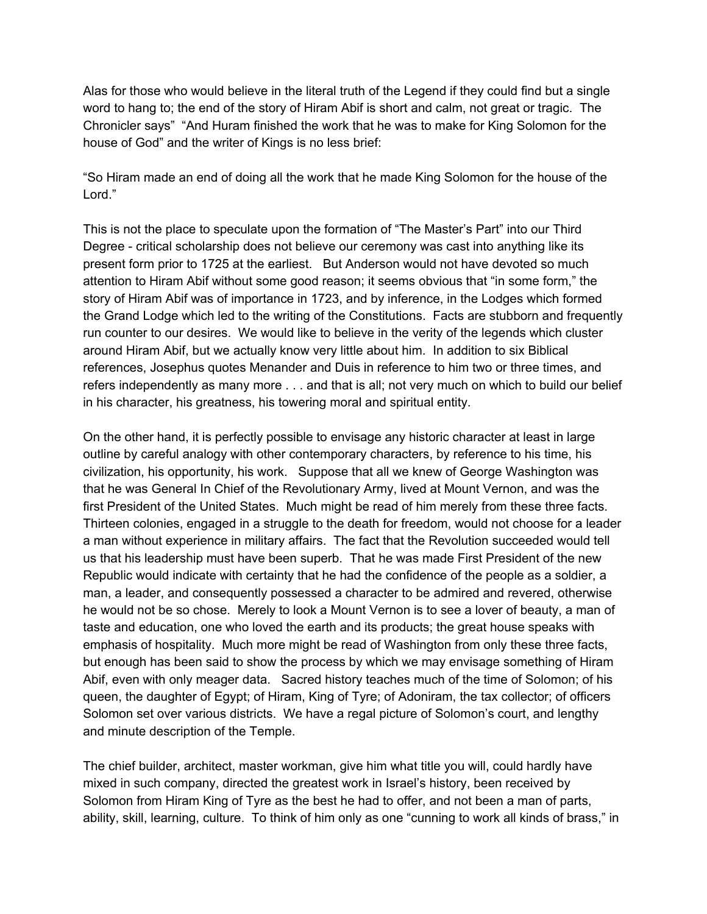Alas for those who would believe in the literal truth of the Legend if they could find but a single word to hang to; the end of the story of Hiram Abif is short and calm, not great or tragic. The Chronicler says" "And Huram finished the work that he was to make for King Solomon for the house of God" and the writer of Kings is no less brief:

"So Hiram made an end of doing all the work that he made King Solomon for the house of the Lord."

This is not the place to speculate upon the formation of "The Master's Part" into our Third Degree - critical scholarship does not believe our ceremony was cast into anything like its present form prior to 1725 at the earliest. But Anderson would not have devoted so much attention to Hiram Abif without some good reason; it seems obvious that "in some form," the story of Hiram Abif was of importance in 1723, and by inference, in the Lodges which formed the Grand Lodge which led to the writing of the Constitutions. Facts are stubborn and frequently run counter to our desires. We would like to believe in the verity of the legends which cluster around Hiram Abif, but we actually know very little about him. In addition to six Biblical references, Josephus quotes Menander and Duis in reference to him two or three times, and refers independently as many more . . . and that is all; not very much on which to build our belief in his character, his greatness, his towering moral and spiritual entity.

On the other hand, it is perfectly possible to envisage any historic character at least in large outline by careful analogy with other contemporary characters, by reference to his time, his civilization, his opportunity, his work. Suppose that all we knew of George Washington was that he was General In Chief of the Revolutionary Army, lived at Mount Vernon, and was the first President of the United States. Much might be read of him merely from these three facts. Thirteen colonies, engaged in a struggle to the death for freedom, would not choose for a leader a man without experience in military affairs. The fact that the Revolution succeeded would tell us that his leadership must have been superb. That he was made First President of the new Republic would indicate with certainty that he had the confidence of the people as a soldier, a man, a leader, and consequently possessed a character to be admired and revered, otherwise he would not be so chose. Merely to look a Mount Vernon is to see a lover of beauty, a man of taste and education, one who loved the earth and its products; the great house speaks with emphasis of hospitality. Much more might be read of Washington from only these three facts, but enough has been said to show the process by which we may envisage something of Hiram Abif, even with only meager data. Sacred history teaches much of the time of Solomon; of his queen, the daughter of Egypt; of Hiram, King of Tyre; of Adoniram, the tax collector; of officers Solomon set over various districts. We have a regal picture of Solomon's court, and lengthy and minute description of the Temple.

The chief builder, architect, master workman, give him what title you will, could hardly have mixed in such company, directed the greatest work in Israel's history, been received by Solomon from Hiram King of Tyre as the best he had to offer, and not been a man of parts, ability, skill, learning, culture. To think of him only as one "cunning to work all kinds of brass," in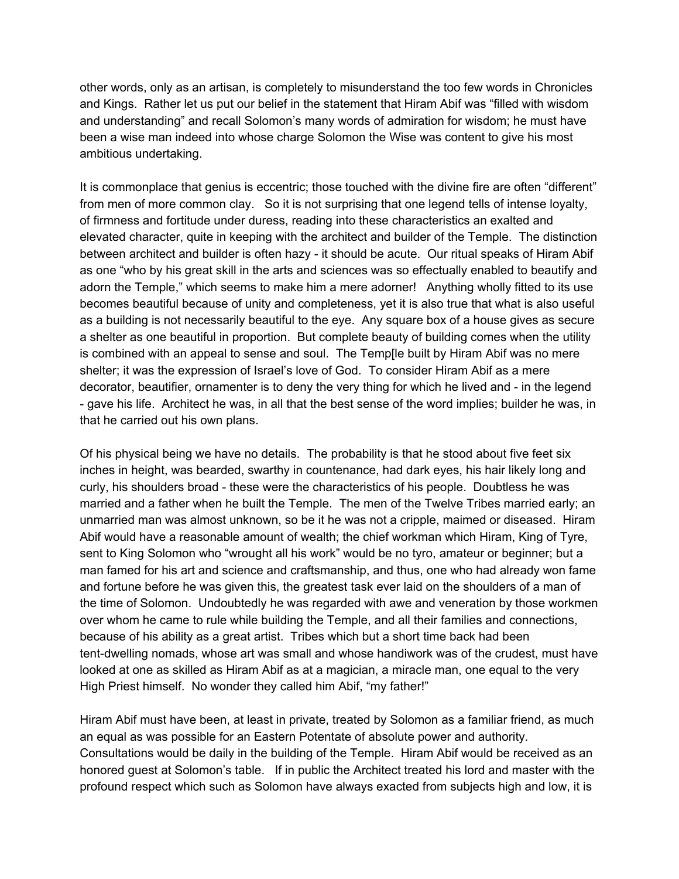other words, only as an artisan, is completely to misunderstand the too few words in Chronicles and Kings. Rather let us put our belief in the statement that Hiram Abif was "filled with wisdom and understanding" and recall Solomon's many words of admiration for wisdom; he must have been a wise man indeed into whose charge Solomon the Wise was content to give his most ambitious undertaking.

It is commonplace that genius is eccentric; those touched with the divine fire are often "different" from men of more common clay. So it is not surprising that one legend tells of intense loyalty, of firmness and fortitude under duress, reading into these characteristics an exalted and elevated character, quite in keeping with the architect and builder of the Temple. The distinction between architect and builder is often hazy - it should be acute. Our ritual speaks of Hiram Abif as one "who by his great skill in the arts and sciences was so effectually enabled to beautify and adorn the Temple," which seems to make him a mere adorner! Anything wholly fitted to its use becomes beautiful because of unity and completeness, yet it is also true that what is also useful as a building is not necessarily beautiful to the eye. Any square box of a house gives as secure a shelter as one beautiful in proportion. But complete beauty of building comes when the utility is combined with an appeal to sense and soul. The Temp[le built by Hiram Abif was no mere shelter; it was the expression of Israel's love of God. To consider Hiram Abif as a mere decorator, beautifier, ornamenter is to deny the very thing for which he lived and - in the legend - gave his life. Architect he was, in all that the best sense of the word implies; builder he was, in that he carried out his own plans.

Of his physical being we have no details. The probability is that he stood about five feet six inches in height, was bearded, swarthy in countenance, had dark eyes, his hair likely long and curly, his shoulders broad - these were the characteristics of his people. Doubtless he was married and a father when he built the Temple. The men of the Twelve Tribes married early; an unmarried man was almost unknown, so be it he was not a cripple, maimed or diseased. Hiram Abif would have a reasonable amount of wealth; the chief workman which Hiram, King of Tyre, sent to King Solomon who "wrought all his work" would be no tyro, amateur or beginner; but a man famed for his art and science and craftsmanship, and thus, one who had already won fame and fortune before he was given this, the greatest task ever laid on the shoulders of a man of the time of Solomon. Undoubtedly he was regarded with awe and veneration by those workmen over whom he came to rule while building the Temple, and all their families and connections, because of his ability as a great artist. Tribes which but a short time back had been tent-dwelling nomads, whose art was small and whose handiwork was of the crudest, must have looked at one as skilled as Hiram Abif as at a magician, a miracle man, one equal to the very High Priest himself. No wonder they called him Abif, "my father!"

Hiram Abif must have been, at least in private, treated by Solomon as a familiar friend, as much an equal as was possible for an Eastern Potentate of absolute power and authority. Consultations would be daily in the building of the Temple. Hiram Abif would be received as an honored guest at Solomon's table. If in public the Architect treated his lord and master with the profound respect which such as Solomon have always exacted from subjects high and low, it is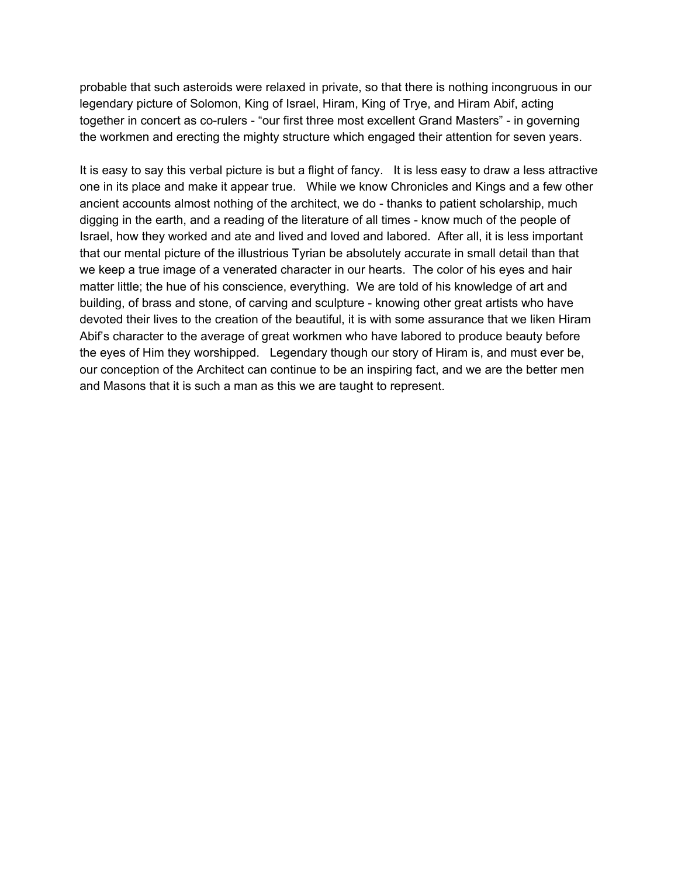probable that such asteroids were relaxed in private, so that there is nothing incongruous in our legendary picture of Solomon, King of Israel, Hiram, King of Trye, and Hiram Abif, acting together in concert as co-rulers - "our first three most excellent Grand Masters" - in governing the workmen and erecting the mighty structure which engaged their attention for seven years.

It is easy to say this verbal picture is but a flight of fancy. It is less easy to draw a less attractive one in its place and make it appear true. While we know Chronicles and Kings and a few other ancient accounts almost nothing of the architect, we do - thanks to patient scholarship, much digging in the earth, and a reading of the literature of all times - know much of the people of Israel, how they worked and ate and lived and loved and labored. After all, it is less important that our mental picture of the illustrious Tyrian be absolutely accurate in small detail than that we keep a true image of a venerated character in our hearts. The color of his eyes and hair matter little; the hue of his conscience, everything. We are told of his knowledge of art and building, of brass and stone, of carving and sculpture - knowing other great artists who have devoted their lives to the creation of the beautiful, it is with some assurance that we liken Hiram Abif's character to the average of great workmen who have labored to produce beauty before the eyes of Him they worshipped. Legendary though our story of Hiram is, and must ever be, our conception of the Architect can continue to be an inspiring fact, and we are the better men and Masons that it is such a man as this we are taught to represent.